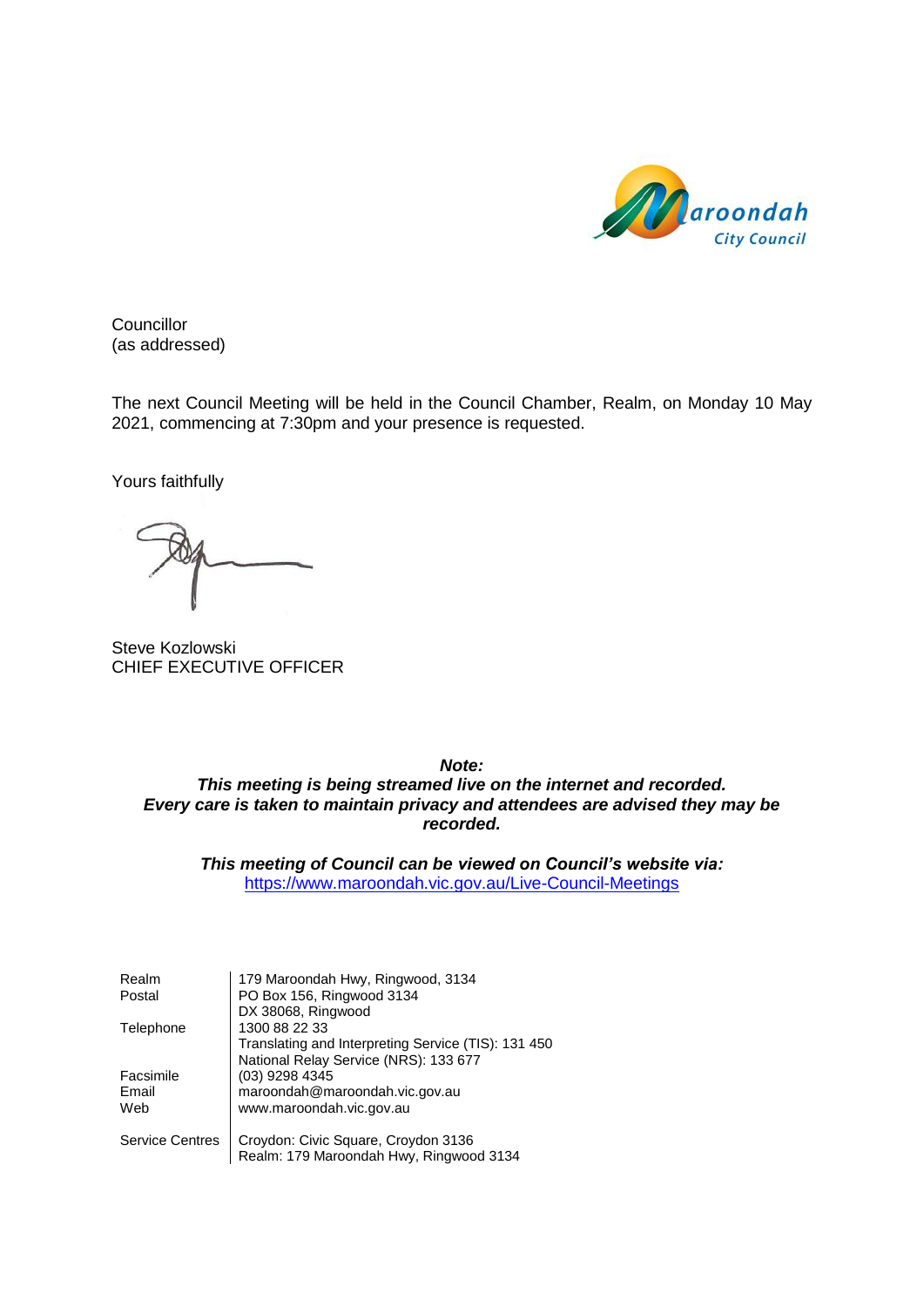Maroondah City Council

Councillor
(as addressed)

The next Council Meeting will be held in the Council Chamber, Realm, on Monday 10 May 2021, commencing at 7:30pm and your presence is requested.

Yours faithfully

Steve Kozlowski
CHIEF EXECUTIVE OFFICER

***Note:***
***This meeting is being streamed live on the internet and recorded.***
***Every care is taken to maintain privacy and attendees are advised they may be recorded.***

***This meeting of Council can be viewed on Council's website via:***
https://www.maroondah.vic.gov.au/Live-Council-Meetings

| | |
|---|---|
| Realm | 179 Maroondah Hwy, Ringwood, 3134 |
| Postal | PO Box 156, Ringwood 3134<br>DX 38068, Ringwood |
| Telephone | 1300 88 22 33<br>Translating and Interpreting Service (TIS): 131 450<br>National Relay Service (NRS): 133 677 |
| Facsimile | (03) 9298 4345 |
| Email | maroondah@maroondah.vic.gov.au |
| Web | www.maroondah.vic.gov.au |
| Service Centres | Croydon: Civic Square, Croydon 3136<br>Realm: 179 Maroondah Hwy, Ringwood 3134 |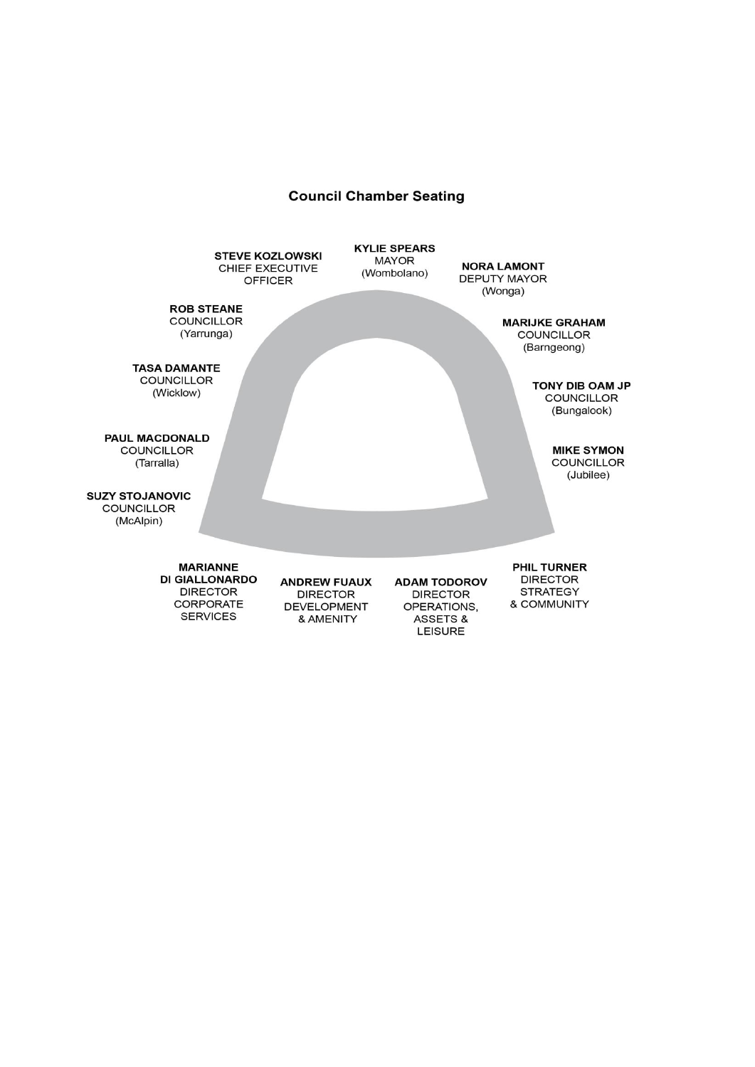## Council Chamber Seating

**STEVE KOZLOWSKI**
CHIEF EXECUTIVE OFFICER

**KYLIE SPEARS**
MAYOR
(Wombolano)

**NORA LAMONT**
DEPUTY MAYOR
(Wonga)

**ROB STEANE**
COUNCILLOR
(Yarrunga)

**MARIJKE GRAHAM**
COUNCILLOR
(Barngeong)

**TASA DAMANTE**
COUNCILLOR
(Wicklow)

**TONY DIB OAM JP**
COUNCILLOR
(Bungalook)

**PAUL MACDONALD**
COUNCILLOR
(Tarralla)

**MIKE SYMON**
COUNCILLOR
(Jubilee)

**SUZY STOJANOVIC**
COUNCILLOR
(McAlpin)

**MARIANNE DI GIALLONARDO**
DIRECTOR CORPORATE SERVICES

**ANDREW FUAUX**
DIRECTOR DEVELOPMENT & AMENITY

**ADAM TODOROV**
DIRECTOR OPERATIONS, ASSETS & LEISURE

**PHIL TURNER**
DIRECTOR STRATEGY & COMMUNITY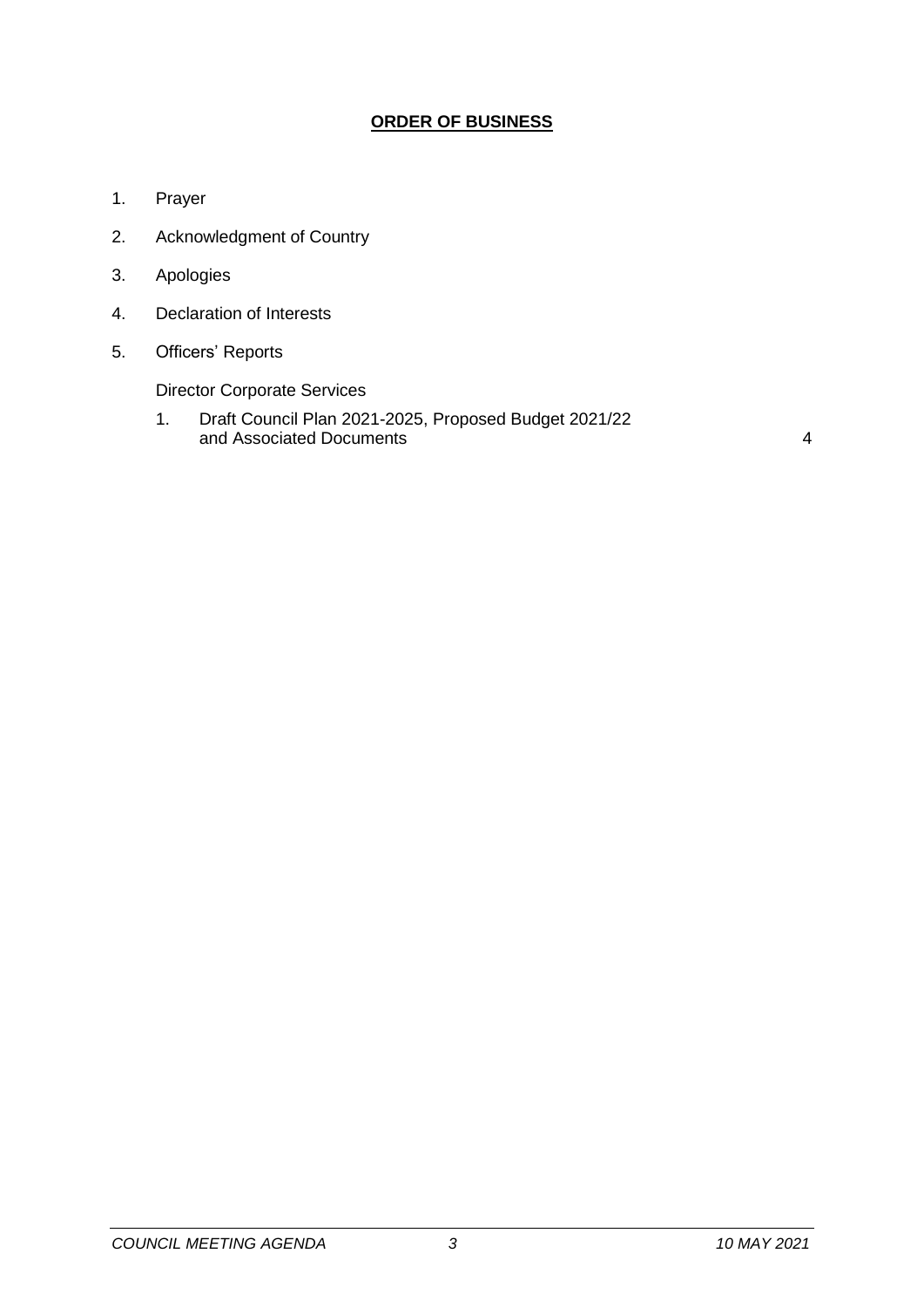## ORDER OF BUSINESS

1. Prayer
2. Acknowledgment of Country
3. Apologies
4. Declaration of Interests
5. Officers' Reports

   Director Corporate Services

   1. Draft Council Plan 2021-2025, Proposed Budget 2021/22 and Associated Documents 4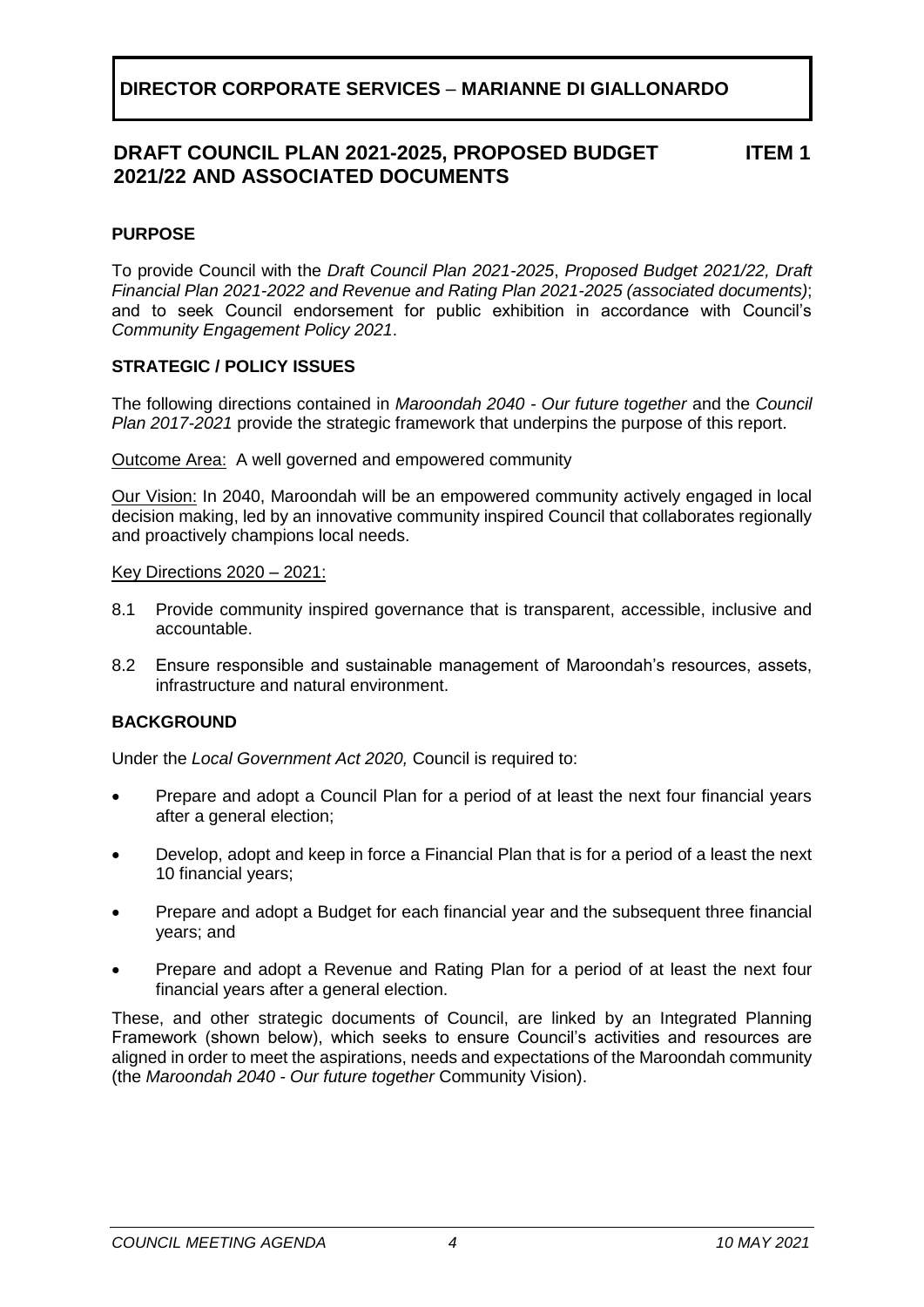**DIRECTOR CORPORATE SERVICES – MARIANNE DI GIALLONARDO**

## DRAFT COUNCIL PLAN 2021-2025, PROPOSED BUDGET 2021/22 AND ASSOCIATED DOCUMENTS — ITEM 1

### PURPOSE

To provide Council with the *Draft Council Plan 2021-2025*, *Proposed Budget 2021/22, Draft Financial Plan 2021-2022 and Revenue and Rating Plan 2021-2025 (associated documents)*; and to seek Council endorsement for public exhibition in accordance with Council's *Community Engagement Policy 2021*.

### STRATEGIC / POLICY ISSUES

The following directions contained in *Maroondah 2040 - Our future together* and the *Council Plan 2017-2021* provide the strategic framework that underpins the purpose of this report.

Outcome Area: A well governed and empowered community

Our Vision: In 2040, Maroondah will be an empowered community actively engaged in local decision making, led by an innovative community inspired Council that collaborates regionally and proactively champions local needs.

Key Directions 2020 – 2021:

8.1 Provide community inspired governance that is transparent, accessible, inclusive and accountable.

8.2 Ensure responsible and sustainable management of Maroondah's resources, assets, infrastructure and natural environment.

### BACKGROUND

Under the *Local Government Act 2020,* Council is required to:

- Prepare and adopt a Council Plan for a period of at least the next four financial years after a general election;
- Develop, adopt and keep in force a Financial Plan that is for a period of a least the next 10 financial years;
- Prepare and adopt a Budget for each financial year and the subsequent three financial years; and
- Prepare and adopt a Revenue and Rating Plan for a period of at least the next four financial years after a general election.

These, and other strategic documents of Council, are linked by an Integrated Planning Framework (shown below), which seeks to ensure Council's activities and resources are aligned in order to meet the aspirations, needs and expectations of the Maroondah community (the *Maroondah 2040 - Our future together* Community Vision).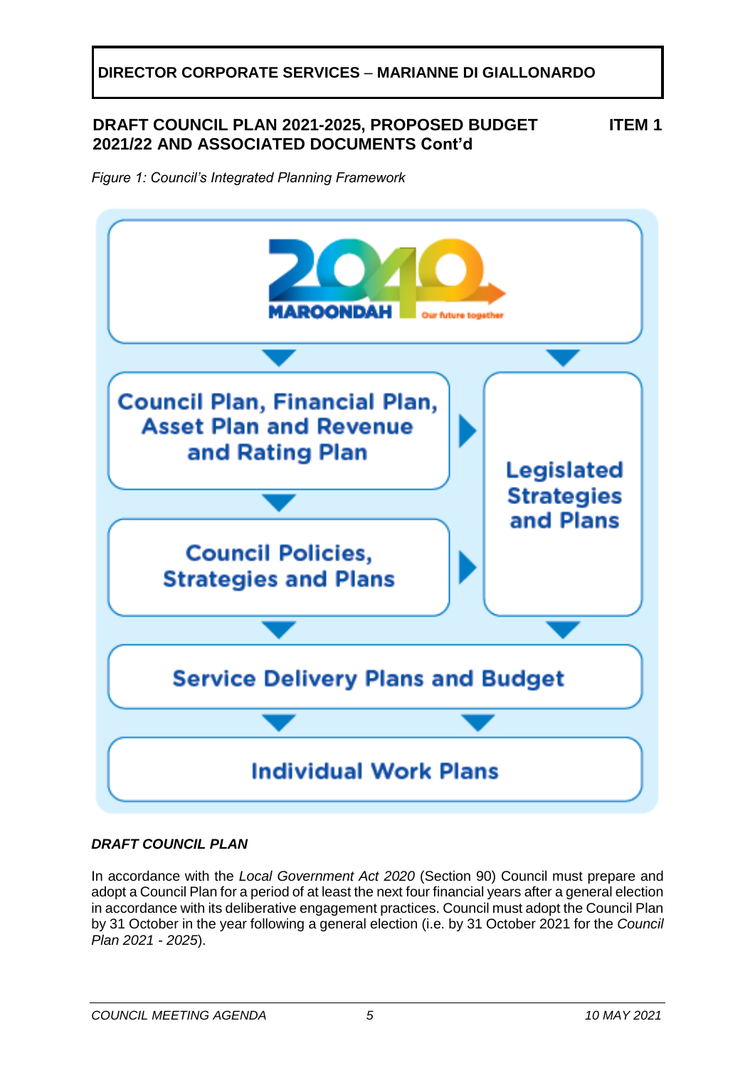**DIRECTOR CORPORATE SERVICES – MARIANNE DI GIALLONARDO**

**DRAFT COUNCIL PLAN 2021-2025, PROPOSED BUDGET 2021/22 AND ASSOCIATED DOCUMENTS Cont'd** **ITEM 1**

*Figure 1: Council's Integrated Planning Framework*

MAROONDAH 2040 Our future together

Council Plan, Financial Plan, Asset Plan and Revenue and Rating Plan

Legislated Strategies and Plans

Council Policies, Strategies and Plans

Service Delivery Plans and Budget

Individual Work Plans

***DRAFT COUNCIL PLAN***

In accordance with the *Local Government Act 2020* (Section 90) Council must prepare and adopt a Council Plan for a period of at least the next four financial years after a general election in accordance with its deliberative engagement practices. Council must adopt the Council Plan by 31 October in the year following a general election (i.e. by 31 October 2021 for the *Council Plan 2021 - 2025*).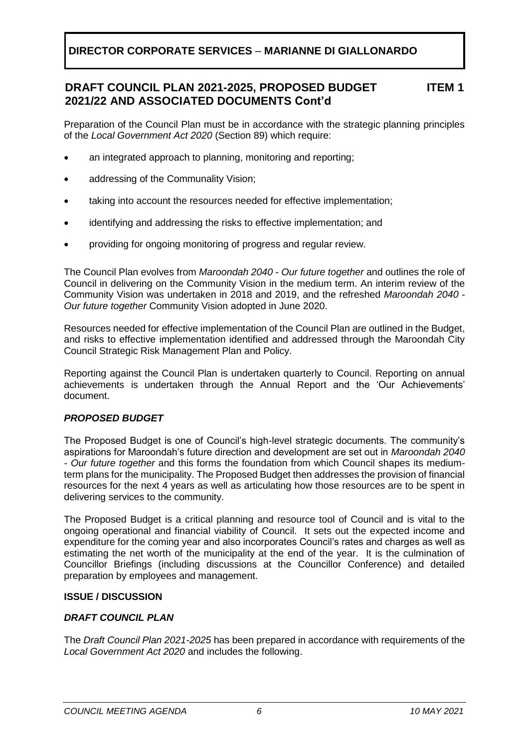**DIRECTOR CORPORATE SERVICES – MARIANNE DI GIALLONARDO**

## DRAFT COUNCIL PLAN 2021-2025, PROPOSED BUDGET 2021/22 AND ASSOCIATED DOCUMENTS Cont'd — ITEM 1

Preparation of the Council Plan must be in accordance with the strategic planning principles of the *Local Government Act 2020* (Section 89) which require:

- an integrated approach to planning, monitoring and reporting;
- addressing of the Communality Vision;
- taking into account the resources needed for effective implementation;
- identifying and addressing the risks to effective implementation; and
- providing for ongoing monitoring of progress and regular review.

The Council Plan evolves from *Maroondah 2040 - Our future together* and outlines the role of Council in delivering on the Community Vision in the medium term. An interim review of the Community Vision was undertaken in 2018 and 2019, and the refreshed *Maroondah 2040 - Our future together* Community Vision adopted in June 2020.

Resources needed for effective implementation of the Council Plan are outlined in the Budget, and risks to effective implementation identified and addressed through the Maroondah City Council Strategic Risk Management Plan and Policy.

Reporting against the Council Plan is undertaken quarterly to Council. Reporting on annual achievements is undertaken through the Annual Report and the 'Our Achievements' document.

### *PROPOSED BUDGET*

The Proposed Budget is one of Council's high-level strategic documents. The community's aspirations for Maroondah's future direction and development are set out in *Maroondah 2040 - Our future together* and this forms the foundation from which Council shapes its medium-term plans for the municipality. The Proposed Budget then addresses the provision of financial resources for the next 4 years as well as articulating how those resources are to be spent in delivering services to the community.

The Proposed Budget is a critical planning and resource tool of Council and is vital to the ongoing operational and financial viability of Council. It sets out the expected income and expenditure for the coming year and also incorporates Council's rates and charges as well as estimating the net worth of the municipality at the end of the year. It is the culmination of Councillor Briefings (including discussions at the Councillor Conference) and detailed preparation by employees and management.

### ISSUE / DISCUSSION

### *DRAFT COUNCIL PLAN*

The *Draft Council Plan 2021-2025* has been prepared in accordance with requirements of the *Local Government Act 2020* and includes the following.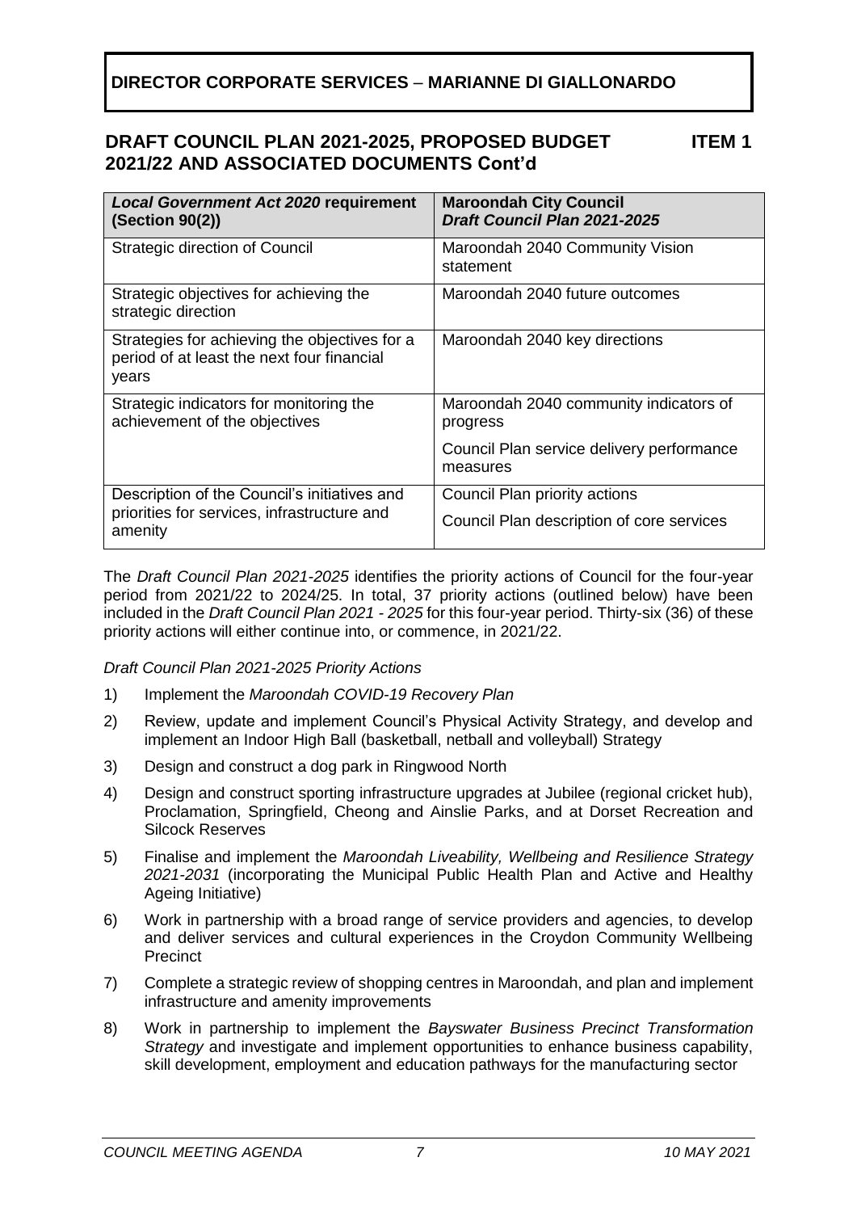## DIRECTOR CORPORATE SERVICES – MARIANNE DI GIALLONARDO

### DRAFT COUNCIL PLAN 2021-2025, PROPOSED BUDGET 2021/22 AND ASSOCIATED DOCUMENTS Cont'd — ITEM 1

| ***Local Government Act 2020* requirement (Section 90(2))** | **Maroondah City Council *Draft Council Plan 2021-2025*** |
|---|---|
| Strategic direction of Council | Maroondah 2040 Community Vision statement |
| Strategic objectives for achieving the strategic direction | Maroondah 2040 future outcomes |
| Strategies for achieving the objectives for a period of at least the next four financial years | Maroondah 2040 key directions |
| Strategic indicators for monitoring the achievement of the objectives | Maroondah 2040 community indicators of progress<br>Council Plan service delivery performance measures |
| Description of the Council's initiatives and priorities for services, infrastructure and amenity | Council Plan priority actions<br>Council Plan description of core services |

The *Draft Council Plan 2021-2025* identifies the priority actions of Council for the four-year period from 2021/22 to 2024/25. In total, 37 priority actions (outlined below) have been included in the *Draft Council Plan 2021 - 2025* for this four-year period. Thirty-six (36) of these priority actions will either continue into, or commence, in 2021/22.

*Draft Council Plan 2021-2025 Priority Actions*

1) Implement the *Maroondah COVID-19 Recovery Plan*
2) Review, update and implement Council's Physical Activity Strategy, and develop and implement an Indoor High Ball (basketball, netball and volleyball) Strategy
3) Design and construct a dog park in Ringwood North
4) Design and construct sporting infrastructure upgrades at Jubilee (regional cricket hub), Proclamation, Springfield, Cheong and Ainslie Parks, and at Dorset Recreation and Silcock Reserves
5) Finalise and implement the *Maroondah Liveability, Wellbeing and Resilience Strategy 2021-2031* (incorporating the Municipal Public Health Plan and Active and Healthy Ageing Initiative)
6) Work in partnership with a broad range of service providers and agencies, to develop and deliver services and cultural experiences in the Croydon Community Wellbeing Precinct
7) Complete a strategic review of shopping centres in Maroondah, and plan and implement infrastructure and amenity improvements
8) Work in partnership to implement the *Bayswater Business Precinct Transformation Strategy* and investigate and implement opportunities to enhance business capability, skill development, employment and education pathways for the manufacturing sector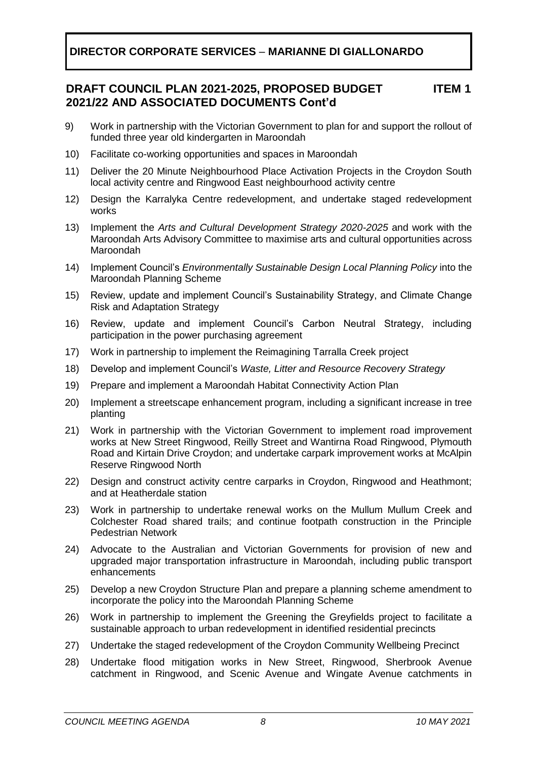9) Work in partnership with the Victorian Government to plan for and support the rollout of funded three year old kindergarten in Maroondah

10) Facilitate co-working opportunities and spaces in Maroondah

11) Deliver the 20 Minute Neighbourhood Place Activation Projects in the Croydon South local activity centre and Ringwood East neighbourhood activity centre

12) Design the Karralyka Centre redevelopment, and undertake staged redevelopment works

13) Implement the *Arts and Cultural Development Strategy 2020-2025* and work with the Maroondah Arts Advisory Committee to maximise arts and cultural opportunities across Maroondah

14) Implement Council's *Environmentally Sustainable Design Local Planning Policy* into the Maroondah Planning Scheme

15) Review, update and implement Council's Sustainability Strategy, and Climate Change Risk and Adaptation Strategy

16) Review, update and implement Council's Carbon Neutral Strategy, including participation in the power purchasing agreement

17) Work in partnership to implement the Reimagining Tarralla Creek project

18) Develop and implement Council's *Waste, Litter and Resource Recovery Strategy*

19) Prepare and implement a Maroondah Habitat Connectivity Action Plan

20) Implement a streetscape enhancement program, including a significant increase in tree planting

21) Work in partnership with the Victorian Government to implement road improvement works at New Street Ringwood, Reilly Street and Wantirna Road Ringwood, Plymouth Road and Kirtain Drive Croydon; and undertake carpark improvement works at McAlpin Reserve Ringwood North

22) Design and construct activity centre carparks in Croydon, Ringwood and Heathmont; and at Heatherdale station

23) Work in partnership to undertake renewal works on the Mullum Mullum Creek and Colchester Road shared trails; and continue footpath construction in the Principle Pedestrian Network

24) Advocate to the Australian and Victorian Governments for provision of new and upgraded major transportation infrastructure in Maroondah, including public transport enhancements

25) Develop a new Croydon Structure Plan and prepare a planning scheme amendment to incorporate the policy into the Maroondah Planning Scheme

26) Work in partnership to implement the Greening the Greyfields project to facilitate a sustainable approach to urban redevelopment in identified residential precincts

27) Undertake the staged redevelopment of the Croydon Community Wellbeing Precinct

28) Undertake flood mitigation works in New Street, Ringwood, Sherbrook Avenue catchment in Ringwood, and Scenic Avenue and Wingate Avenue catchments in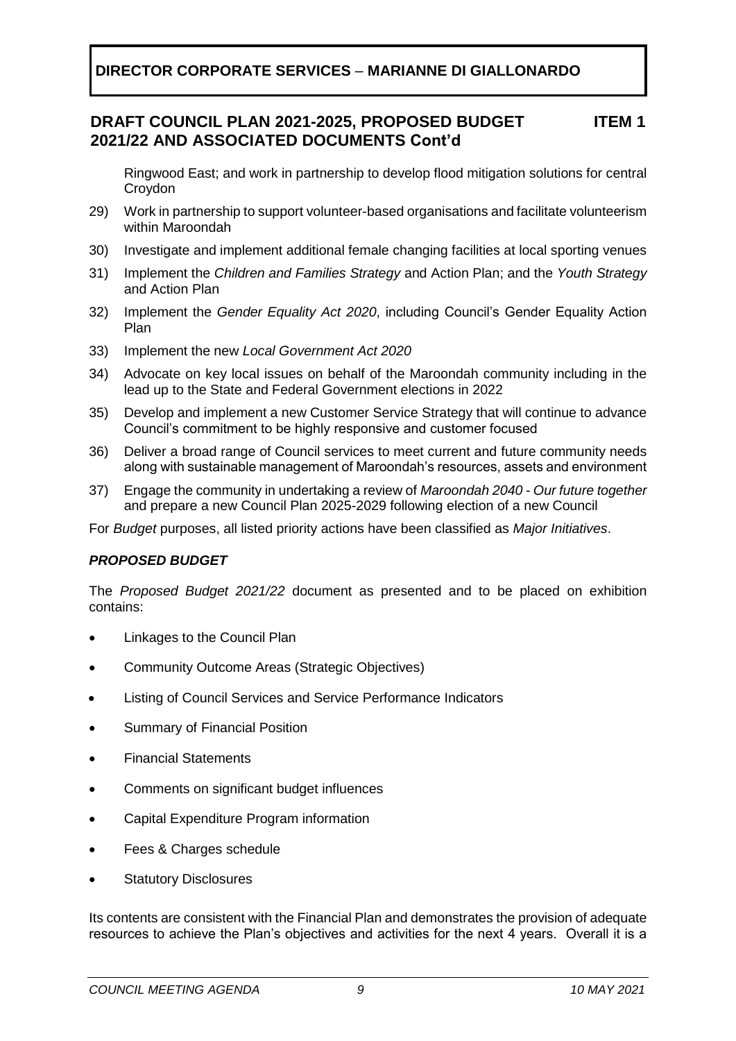Ringwood East; and work in partnership to develop flood mitigation solutions for central Croydon

29) Work in partnership to support volunteer-based organisations and facilitate volunteerism within Maroondah

30) Investigate and implement additional female changing facilities at local sporting venues

31) Implement the *Children and Families Strategy* and Action Plan; and the *Youth Strategy* and Action Plan

32) Implement the *Gender Equality Act 2020*, including Council's Gender Equality Action Plan

33) Implement the new *Local Government Act 2020*

34) Advocate on key local issues on behalf of the Maroondah community including in the lead up to the State and Federal Government elections in 2022

35) Develop and implement a new Customer Service Strategy that will continue to advance Council's commitment to be highly responsive and customer focused

36) Deliver a broad range of Council services to meet current and future community needs along with sustainable management of Maroondah's resources, assets and environment

37) Engage the community in undertaking a review of *Maroondah 2040 - Our future together* and prepare a new Council Plan 2025-2029 following election of a new Council

For *Budget* purposes, all listed priority actions have been classified as *Major Initiatives*.

### *PROPOSED BUDGET*

The *Proposed Budget 2021/22* document as presented and to be placed on exhibition contains:

- Linkages to the Council Plan
- Community Outcome Areas (Strategic Objectives)
- Listing of Council Services and Service Performance Indicators
- Summary of Financial Position
- Financial Statements
- Comments on significant budget influences
- Capital Expenditure Program information
- Fees & Charges schedule
- Statutory Disclosures

Its contents are consistent with the Financial Plan and demonstrates the provision of adequate resources to achieve the Plan's objectives and activities for the next 4 years. Overall it is a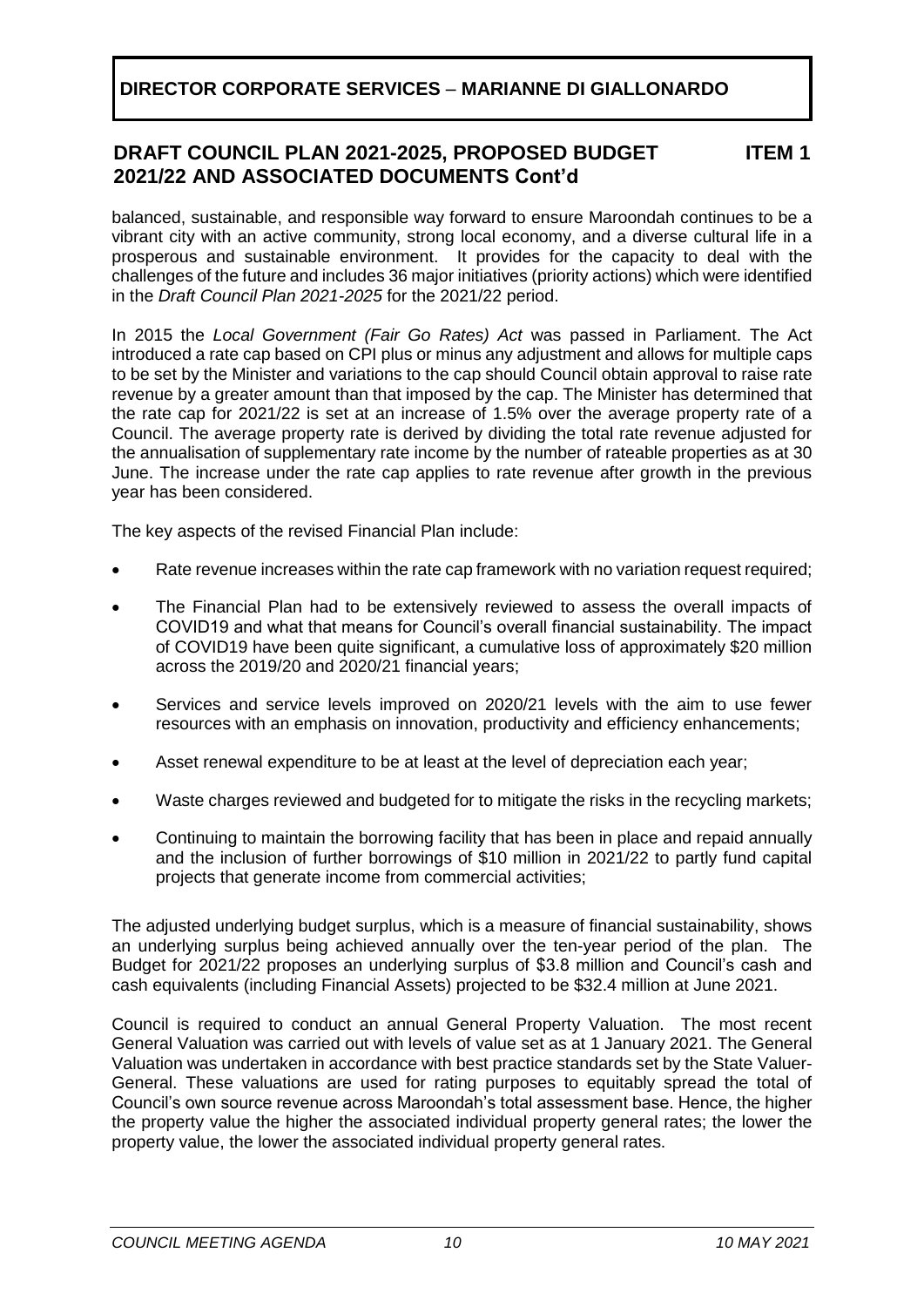balanced, sustainable, and responsible way forward to ensure Maroondah continues to be a vibrant city with an active community, strong local economy, and a diverse cultural life in a prosperous and sustainable environment. It provides for the capacity to deal with the challenges of the future and includes 36 major initiatives (priority actions) which were identified in the *Draft Council Plan 2021-2025* for the 2021/22 period.

In 2015 the *Local Government (Fair Go Rates) Act* was passed in Parliament. The Act introduced a rate cap based on CPI plus or minus any adjustment and allows for multiple caps to be set by the Minister and variations to the cap should Council obtain approval to raise rate revenue by a greater amount than that imposed by the cap. The Minister has determined that the rate cap for 2021/22 is set at an increase of 1.5% over the average property rate of a Council. The average property rate is derived by dividing the total rate revenue adjusted for the annualisation of supplementary rate income by the number of rateable properties as at 30 June. The increase under the rate cap applies to rate revenue after growth in the previous year has been considered.

The key aspects of the revised Financial Plan include:

- Rate revenue increases within the rate cap framework with no variation request required;
- The Financial Plan had to be extensively reviewed to assess the overall impacts of COVID19 and what that means for Council's overall financial sustainability. The impact of COVID19 have been quite significant, a cumulative loss of approximately $20 million across the 2019/20 and 2020/21 financial years;
- Services and service levels improved on 2020/21 levels with the aim to use fewer resources with an emphasis on innovation, productivity and efficiency enhancements;
- Asset renewal expenditure to be at least at the level of depreciation each year;
- Waste charges reviewed and budgeted for to mitigate the risks in the recycling markets;
- Continuing to maintain the borrowing facility that has been in place and repaid annually and the inclusion of further borrowings of $10 million in 2021/22 to partly fund capital projects that generate income from commercial activities;

The adjusted underlying budget surplus, which is a measure of financial sustainability, shows an underlying surplus being achieved annually over the ten-year period of the plan. The Budget for 2021/22 proposes an underlying surplus of $3.8 million and Council's cash and cash equivalents (including Financial Assets) projected to be $32.4 million at June 2021.

Council is required to conduct an annual General Property Valuation. The most recent General Valuation was carried out with levels of value set as at 1 January 2021. The General Valuation was undertaken in accordance with best practice standards set by the State Valuer-General. These valuations are used for rating purposes to equitably spread the total of Council's own source revenue across Maroondah's total assessment base. Hence, the higher the property value the higher the associated individual property general rates; the lower the property value, the lower the associated individual property general rates.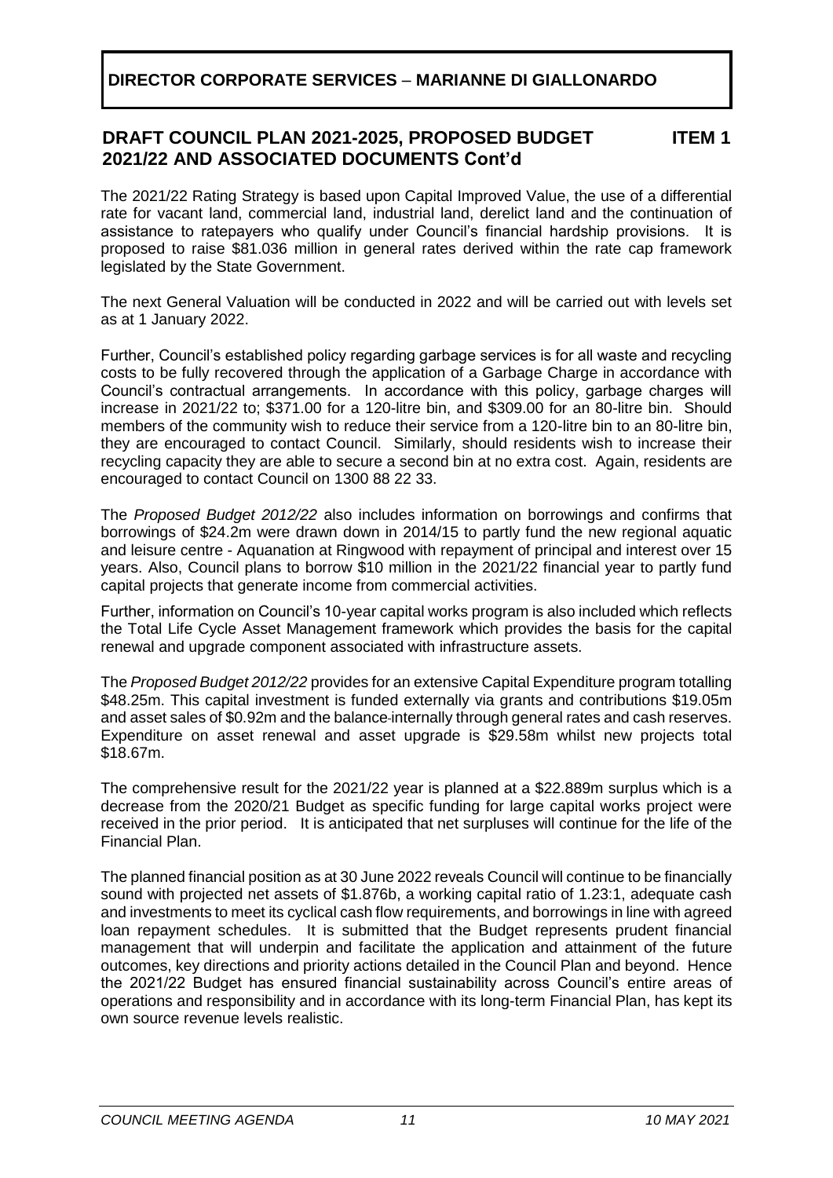## DIRECTOR CORPORATE SERVICES – MARIANNE DI GIALLONARDO

### DRAFT COUNCIL PLAN 2021-2025, PROPOSED BUDGET 2021/22 AND ASSOCIATED DOCUMENTS Cont'd — ITEM 1

The 2021/22 Rating Strategy is based upon Capital Improved Value, the use of a differential rate for vacant land, commercial land, industrial land, derelict land and the continuation of assistance to ratepayers who qualify under Council's financial hardship provisions. It is proposed to raise $81.036 million in general rates derived within the rate cap framework legislated by the State Government.

The next General Valuation will be conducted in 2022 and will be carried out with levels set as at 1 January 2022.

Further, Council's established policy regarding garbage services is for all waste and recycling costs to be fully recovered through the application of a Garbage Charge in accordance with Council's contractual arrangements. In accordance with this policy, garbage charges will increase in 2021/22 to; $371.00 for a 120-litre bin, and $309.00 for an 80-litre bin. Should members of the community wish to reduce their service from a 120-litre bin to an 80-litre bin, they are encouraged to contact Council. Similarly, should residents wish to increase their recycling capacity they are able to secure a second bin at no extra cost. Again, residents are encouraged to contact Council on 1300 88 22 33.

The *Proposed Budget 2012/22* also includes information on borrowings and confirms that borrowings of $24.2m were drawn down in 2014/15 to partly fund the new regional aquatic and leisure centre - Aquanation at Ringwood with repayment of principal and interest over 15 years. Also, Council plans to borrow $10 million in the 2021/22 financial year to partly fund capital projects that generate income from commercial activities.

Further, information on Council's 10-year capital works program is also included which reflects the Total Life Cycle Asset Management framework which provides the basis for the capital renewal and upgrade component associated with infrastructure assets.

The *Proposed Budget 2012/22* provides for an extensive Capital Expenditure program totalling $48.25m. This capital investment is funded externally via grants and contributions $19.05m and asset sales of $0.92m and the balance internally through general rates and cash reserves. Expenditure on asset renewal and asset upgrade is $29.58m whilst new projects total $18.67m.

The comprehensive result for the 2021/22 year is planned at a $22.889m surplus which is a decrease from the 2020/21 Budget as specific funding for large capital works project were received in the prior period. It is anticipated that net surpluses will continue for the life of the Financial Plan.

The planned financial position as at 30 June 2022 reveals Council will continue to be financially sound with projected net assets of $1.876b, a working capital ratio of 1.23:1, adequate cash and investments to meet its cyclical cash flow requirements, and borrowings in line with agreed loan repayment schedules. It is submitted that the Budget represents prudent financial management that will underpin and facilitate the application and attainment of the future outcomes, key directions and priority actions detailed in the Council Plan and beyond. Hence the 2021/22 Budget has ensured financial sustainability across Council's entire areas of operations and responsibility and in accordance with its long-term Financial Plan, has kept its own source revenue levels realistic.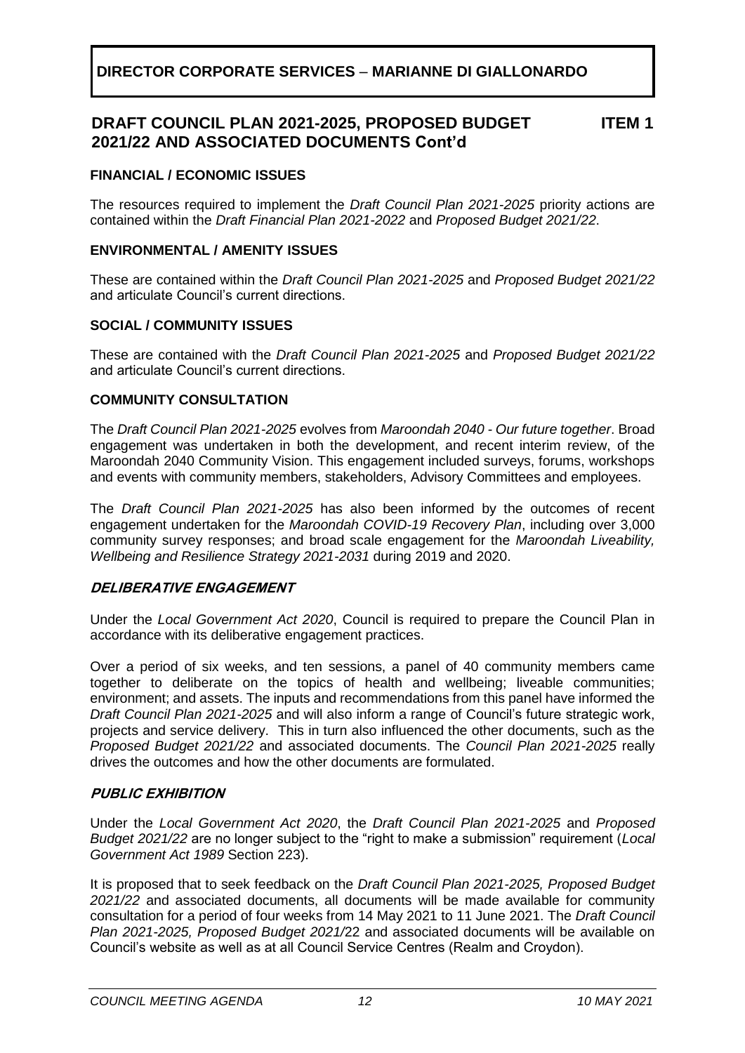**DIRECTOR CORPORATE SERVICES – MARIANNE DI GIALLONARDO**

## DRAFT COUNCIL PLAN 2021-2025, PROPOSED BUDGET 2021/22 AND ASSOCIATED DOCUMENTS Cont'd — ITEM 1

### FINANCIAL / ECONOMIC ISSUES

The resources required to implement the *Draft Council Plan 2021-2025* priority actions are contained within the *Draft Financial Plan 2021-2022* and *Proposed Budget 2021/22*.

### ENVIRONMENTAL / AMENITY ISSUES

These are contained within the *Draft Council Plan 2021-2025* and *Proposed Budget 2021/22* and articulate Council's current directions.

### SOCIAL / COMMUNITY ISSUES

These are contained with the *Draft Council Plan 2021-2025* and *Proposed Budget 2021/22* and articulate Council's current directions.

### COMMUNITY CONSULTATION

The *Draft Council Plan 2021-2025* evolves from *Maroondah 2040 - Our future together*. Broad engagement was undertaken in both the development, and recent interim review, of the Maroondah 2040 Community Vision. This engagement included surveys, forums, workshops and events with community members, stakeholders, Advisory Committees and employees.

The *Draft Council Plan 2021-2025* has also been informed by the outcomes of recent engagement undertaken for the *Maroondah COVID-19 Recovery Plan*, including over 3,000 community survey responses; and broad scale engagement for the *Maroondah Liveability, Wellbeing and Resilience Strategy 2021-2031* during 2019 and 2020.

#### *DELIBERATIVE ENGAGEMENT*

Under the *Local Government Act 2020*, Council is required to prepare the Council Plan in accordance with its deliberative engagement practices.

Over a period of six weeks, and ten sessions, a panel of 40 community members came together to deliberate on the topics of health and wellbeing; liveable communities; environment; and assets. The inputs and recommendations from this panel have informed the *Draft Council Plan 2021-2025* and will also inform a range of Council's future strategic work, projects and service delivery. This in turn also influenced the other documents, such as the *Proposed Budget 2021/22* and associated documents. The *Council Plan 2021-2025* really drives the outcomes and how the other documents are formulated.

#### *PUBLIC EXHIBITION*

Under the *Local Government Act 2020*, the *Draft Council Plan 2021-2025* and *Proposed Budget 2021/22* are no longer subject to the "right to make a submission" requirement (*Local Government Act 1989* Section 223).

It is proposed that to seek feedback on the *Draft Council Plan 2021-2025, Proposed Budget 2021/22* and associated documents, all documents will be made available for community consultation for a period of four weeks from 14 May 2021 to 11 June 2021. The *Draft Council Plan 2021-2025, Proposed Budget 2021/*22 and associated documents will be available on Council's website as well as at all Council Service Centres (Realm and Croydon).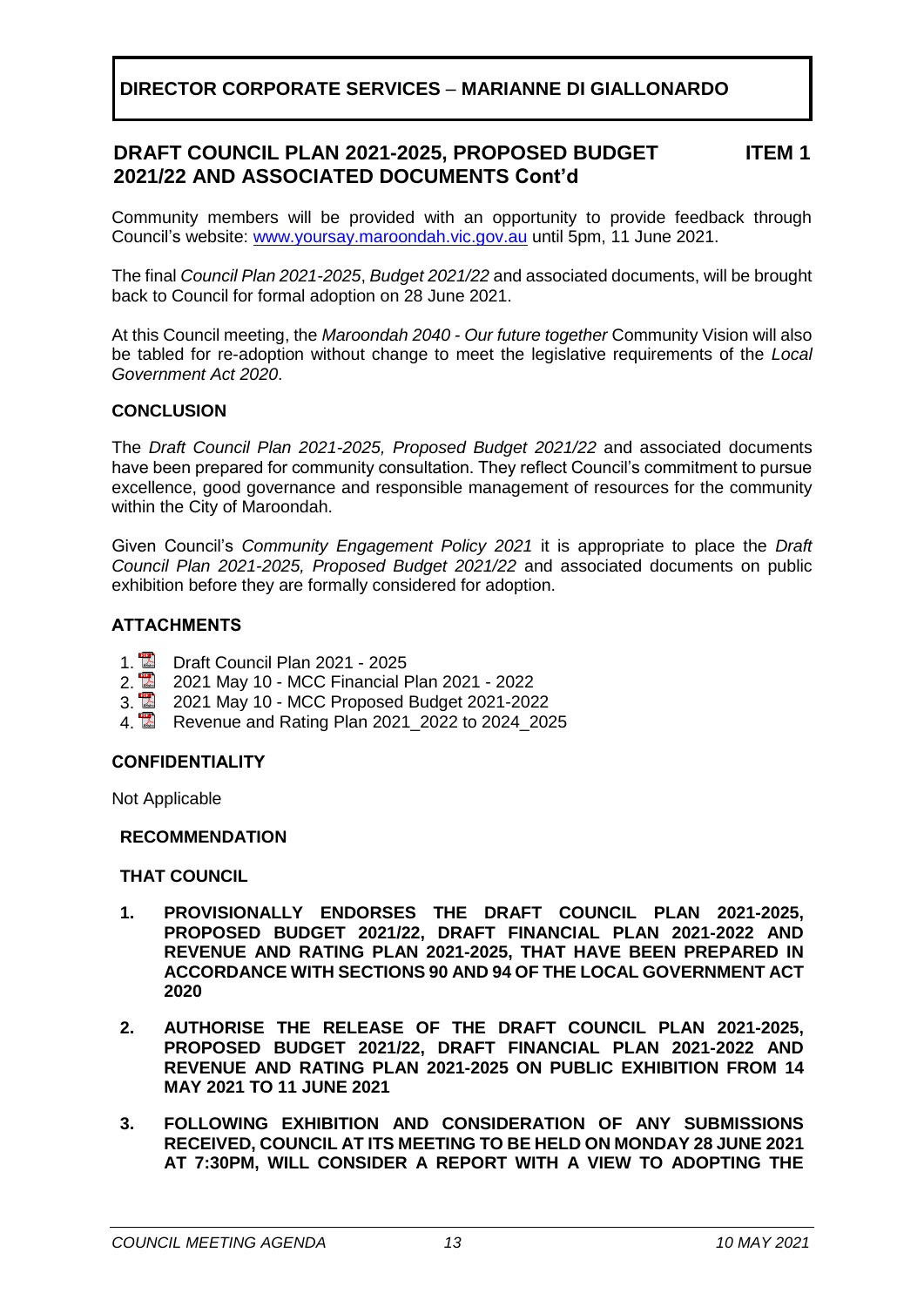**DIRECTOR CORPORATE SERVICES – MARIANNE DI GIALLONARDO**

## DRAFT COUNCIL PLAN 2021-2025, PROPOSED BUDGET 2021/22 AND ASSOCIATED DOCUMENTS Cont'd — ITEM 1

Community members will be provided with an opportunity to provide feedback through Council's website: www.yoursay.maroondah.vic.gov.au until 5pm, 11 June 2021.

The final *Council Plan 2021-2025*, *Budget 2021/22* and associated documents, will be brought back to Council for formal adoption on 28 June 2021.

At this Council meeting, the *Maroondah 2040 - Our future together* Community Vision will also be tabled for re-adoption without change to meet the legislative requirements of the *Local Government Act 2020*.

### CONCLUSION

The *Draft Council Plan 2021-2025, Proposed Budget 2021/22* and associated documents have been prepared for community consultation. They reflect Council's commitment to pursue excellence, good governance and responsible management of resources for the community within the City of Maroondah.

Given Council's *Community Engagement Policy 2021* it is appropriate to place the *Draft Council Plan 2021-2025, Proposed Budget 2021/22* and associated documents on public exhibition before they are formally considered for adoption.

### ATTACHMENTS

1. Draft Council Plan 2021 - 2025
2. 2021 May 10 - MCC Financial Plan 2021 - 2022
3. 2021 May 10 - MCC Proposed Budget 2021-2022
4. Revenue and Rating Plan 2021_2022 to 2024_2025

### CONFIDENTIALITY

Not Applicable

### RECOMMENDATION

**THAT COUNCIL**

1. **PROVISIONALLY ENDORSES THE DRAFT COUNCIL PLAN 2021-2025, PROPOSED BUDGET 2021/22, DRAFT FINANCIAL PLAN 2021-2022 AND REVENUE AND RATING PLAN 2021-2025, THAT HAVE BEEN PREPARED IN ACCORDANCE WITH SECTIONS 90 AND 94 OF THE LOCAL GOVERNMENT ACT 2020**

2. **AUTHORISE THE RELEASE OF THE DRAFT COUNCIL PLAN 2021-2025, PROPOSED BUDGET 2021/22, DRAFT FINANCIAL PLAN 2021-2022 AND REVENUE AND RATING PLAN 2021-2025 ON PUBLIC EXHIBITION FROM 14 MAY 2021 TO 11 JUNE 2021**

3. **FOLLOWING EXHIBITION AND CONSIDERATION OF ANY SUBMISSIONS RECEIVED, COUNCIL AT ITS MEETING TO BE HELD ON MONDAY 28 JUNE 2021 AT 7:30PM, WILL CONSIDER A REPORT WITH A VIEW TO ADOPTING THE**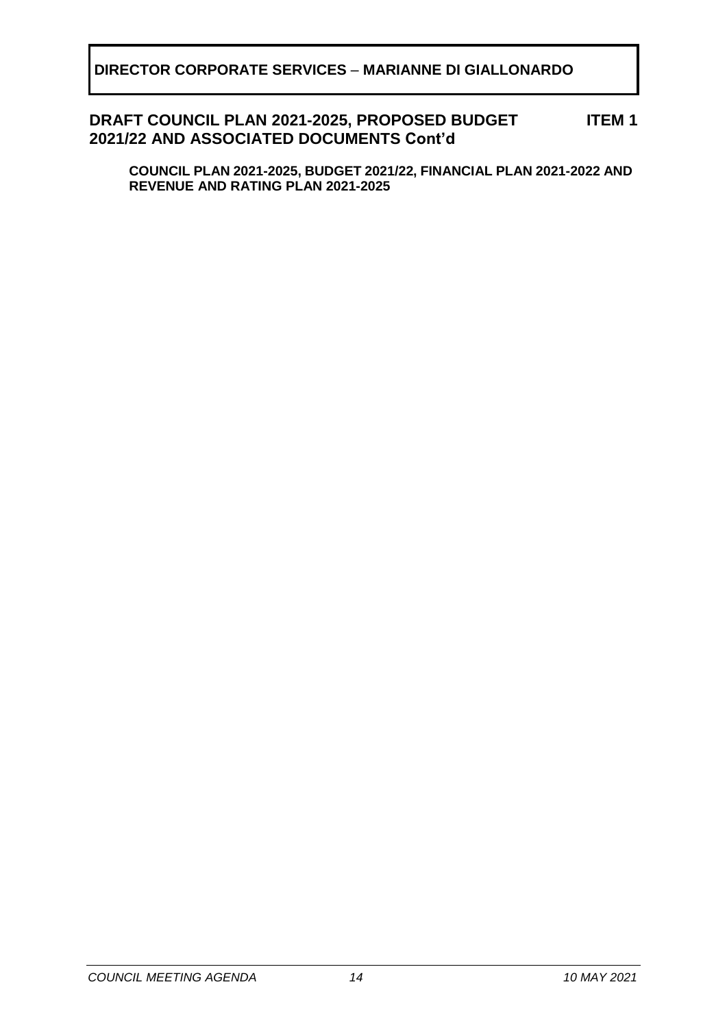**COUNCIL PLAN 2021-2025, BUDGET 2021/22, FINANCIAL PLAN 2021-2022 AND REVENUE AND RATING PLAN 2021-2025**